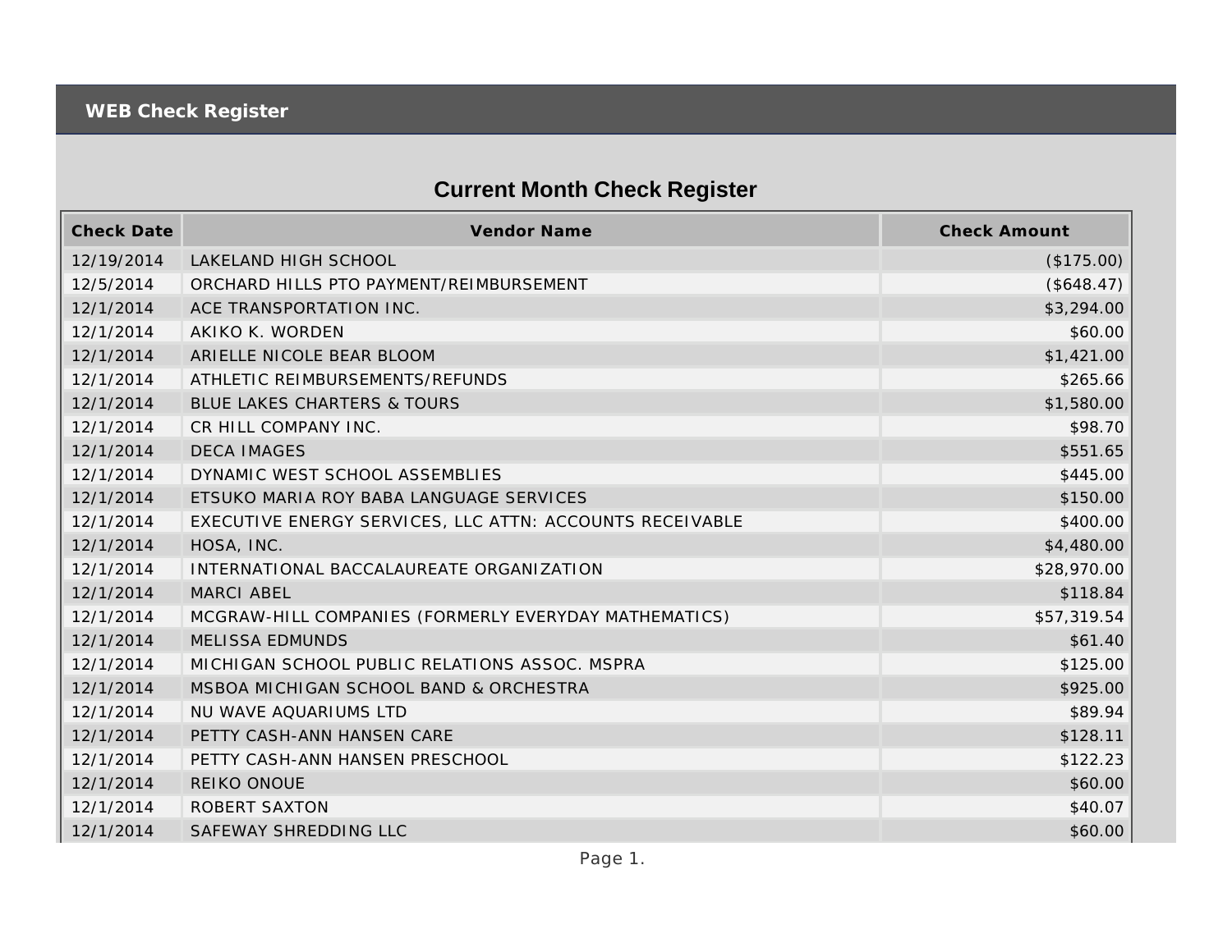## WEB Check Register

# Current Month Check Register

| Check Date | Vendor Name | Check Amount |
|---|---|---|
| 12/19/2014 | LAKELAND HIGH SCHOOL | ($175.00) |
| 12/5/2014 | ORCHARD HILLS PTO PAYMENT/REIMBURSEMENT | ($648.47) |
| 12/1/2014 | ACE TRANSPORTATION INC. | $3,294.00 |
| 12/1/2014 | AKIKO K. WORDEN | $60.00 |
| 12/1/2014 | ARIELLE NICOLE BEAR BLOOM | $1,421.00 |
| 12/1/2014 | ATHLETIC REIMBURSEMENTS/REFUNDS | $265.66 |
| 12/1/2014 | BLUE LAKES CHARTERS & TOURS | $1,580.00 |
| 12/1/2014 | CR HILL COMPANY INC. | $98.70 |
| 12/1/2014 | DECA IMAGES | $551.65 |
| 12/1/2014 | DYNAMIC WEST SCHOOL ASSEMBLIES | $445.00 |
| 12/1/2014 | ETSUKO MARIA ROY BABA LANGUAGE SERVICES | $150.00 |
| 12/1/2014 | EXECUTIVE ENERGY SERVICES, LLC ATTN: ACCOUNTS RECEIVABLE | $400.00 |
| 12/1/2014 | HOSA, INC. | $4,480.00 |
| 12/1/2014 | INTERNATIONAL BACCALAUREATE ORGANIZATION | $28,970.00 |
| 12/1/2014 | MARCI ABEL | $118.84 |
| 12/1/2014 | MCGRAW-HILL COMPANIES (FORMERLY EVERYDAY MATHEMATICS) | $57,319.54 |
| 12/1/2014 | MELISSA EDMUNDS | $61.40 |
| 12/1/2014 | MICHIGAN SCHOOL PUBLIC RELATIONS ASSOC. MSPRA | $125.00 |
| 12/1/2014 | MSBOA MICHIGAN SCHOOL BAND & ORCHESTRA | $925.00 |
| 12/1/2014 | NU WAVE AQUARIUMS LTD | $89.94 |
| 12/1/2014 | PETTY CASH-ANN HANSEN CARE | $128.11 |
| 12/1/2014 | PETTY CASH-ANN HANSEN PRESCHOOL | $122.23 |
| 12/1/2014 | REIKO ONOUE | $60.00 |
| 12/1/2014 | ROBERT SAXTON | $40.07 |
| 12/1/2014 | SAFEWAY SHREDDING LLC | $60.00 |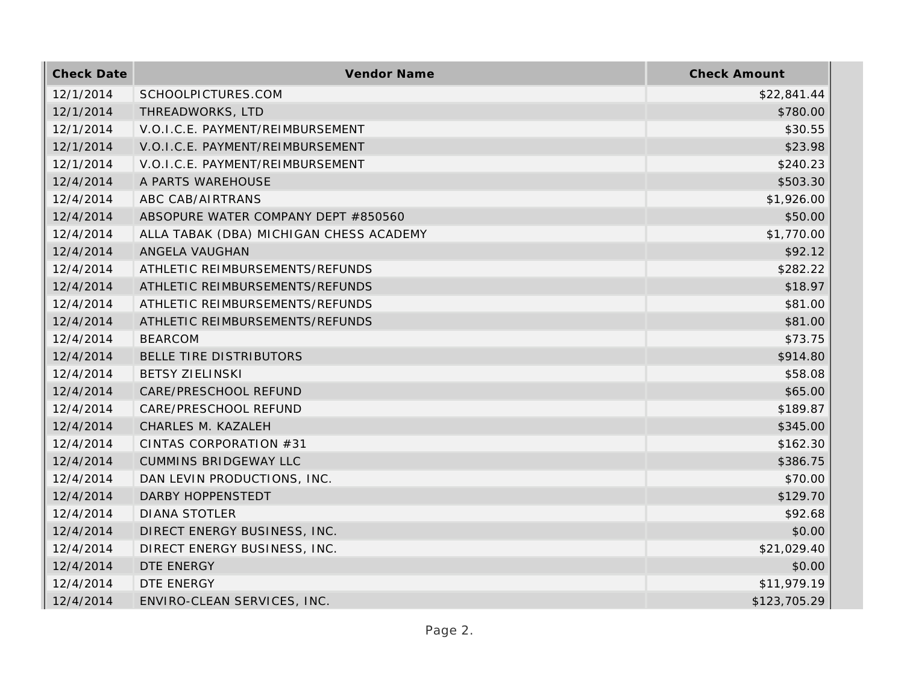| Check Date | Vendor Name | Check Amount |
|---|---|---|
| 12/1/2014 | SCHOOLPICTURES.COM | $22,841.44 |
| 12/1/2014 | THREADWORKS, LTD | $780.00 |
| 12/1/2014 | V.O.I.C.E. PAYMENT/REIMBURSEMENT | $30.55 |
| 12/1/2014 | V.O.I.C.E. PAYMENT/REIMBURSEMENT | $23.98 |
| 12/1/2014 | V.O.I.C.E. PAYMENT/REIMBURSEMENT | $240.23 |
| 12/4/2014 | A PARTS WAREHOUSE | $503.30 |
| 12/4/2014 | ABC CAB/AIRTRANS | $1,926.00 |
| 12/4/2014 | ABSOPURE WATER COMPANY DEPT #850560 | $50.00 |
| 12/4/2014 | ALLA TABAK (DBA) MICHIGAN CHESS ACADEMY | $1,770.00 |
| 12/4/2014 | ANGELA VAUGHAN | $92.12 |
| 12/4/2014 | ATHLETIC REIMBURSEMENTS/REFUNDS | $282.22 |
| 12/4/2014 | ATHLETIC REIMBURSEMENTS/REFUNDS | $18.97 |
| 12/4/2014 | ATHLETIC REIMBURSEMENTS/REFUNDS | $81.00 |
| 12/4/2014 | ATHLETIC REIMBURSEMENTS/REFUNDS | $81.00 |
| 12/4/2014 | BEARCOM | $73.75 |
| 12/4/2014 | BELLE TIRE DISTRIBUTORS | $914.80 |
| 12/4/2014 | BETSY ZIELINSKI | $58.08 |
| 12/4/2014 | CARE/PRESCHOOL REFUND | $65.00 |
| 12/4/2014 | CARE/PRESCHOOL REFUND | $189.87 |
| 12/4/2014 | CHARLES M. KAZALEH | $345.00 |
| 12/4/2014 | CINTAS CORPORATION #31 | $162.30 |
| 12/4/2014 | CUMMINS BRIDGEWAY LLC | $386.75 |
| 12/4/2014 | DAN LEVIN PRODUCTIONS, INC. | $70.00 |
| 12/4/2014 | DARBY HOPPENSTEDT | $129.70 |
| 12/4/2014 | DIANA STOTLER | $92.68 |
| 12/4/2014 | DIRECT ENERGY BUSINESS, INC. | $0.00 |
| 12/4/2014 | DIRECT ENERGY BUSINESS, INC. | $21,029.40 |
| 12/4/2014 | DTE ENERGY | $0.00 |
| 12/4/2014 | DTE ENERGY | $11,979.19 |
| 12/4/2014 | ENVIRO-CLEAN SERVICES, INC. | $123,705.29 |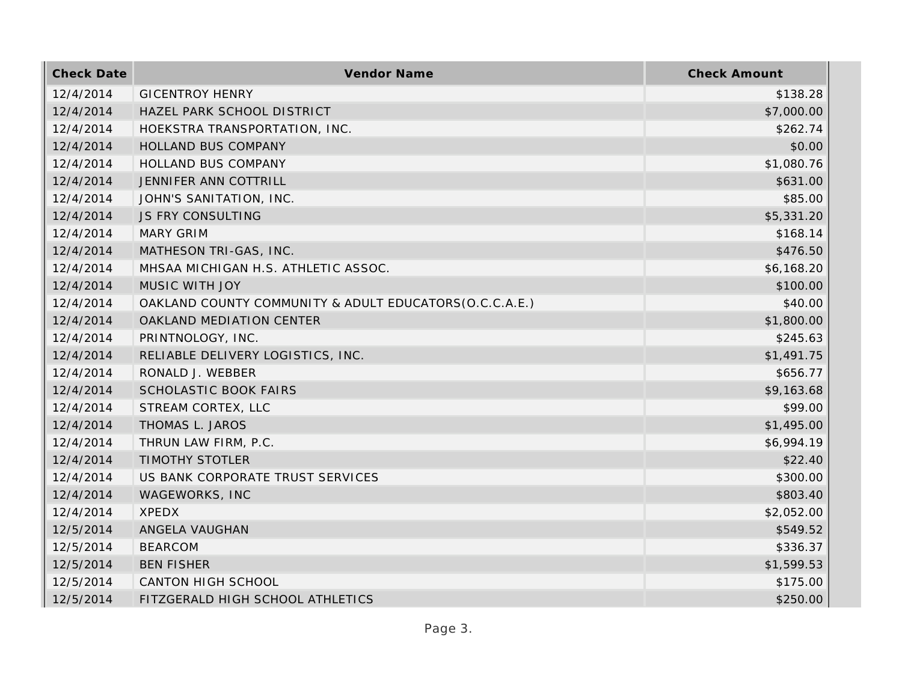| Check Date | Vendor Name | Check Amount |
| --- | --- | --- |
| 12/4/2014 | GICENTROY HENRY | $138.28 |
| 12/4/2014 | HAZEL PARK SCHOOL DISTRICT | $7,000.00 |
| 12/4/2014 | HOEKSTRA TRANSPORTATION, INC. | $262.74 |
| 12/4/2014 | HOLLAND BUS COMPANY | $0.00 |
| 12/4/2014 | HOLLAND BUS COMPANY | $1,080.76 |
| 12/4/2014 | JENNIFER ANN COTTRILL | $631.00 |
| 12/4/2014 | JOHN'S SANITATION, INC. | $85.00 |
| 12/4/2014 | JS FRY CONSULTING | $5,331.20 |
| 12/4/2014 | MARY GRIM | $168.14 |
| 12/4/2014 | MATHESON TRI-GAS, INC. | $476.50 |
| 12/4/2014 | MHSAA MICHIGAN H.S. ATHLETIC ASSOC. | $6,168.20 |
| 12/4/2014 | MUSIC WITH JOY | $100.00 |
| 12/4/2014 | OAKLAND COUNTY COMMUNITY & ADULT EDUCATORS(O.C.C.A.E.) | $40.00 |
| 12/4/2014 | OAKLAND MEDIATION CENTER | $1,800.00 |
| 12/4/2014 | PRINTNOLOGY, INC. | $245.63 |
| 12/4/2014 | RELIABLE DELIVERY LOGISTICS, INC. | $1,491.75 |
| 12/4/2014 | RONALD J. WEBBER | $656.77 |
| 12/4/2014 | SCHOLASTIC BOOK FAIRS | $9,163.68 |
| 12/4/2014 | STREAM CORTEX, LLC | $99.00 |
| 12/4/2014 | THOMAS L. JAROS | $1,495.00 |
| 12/4/2014 | THRUN LAW FIRM, P.C. | $6,994.19 |
| 12/4/2014 | TIMOTHY STOTLER | $22.40 |
| 12/4/2014 | US BANK CORPORATE TRUST SERVICES | $300.00 |
| 12/4/2014 | WAGEWORKS, INC | $803.40 |
| 12/4/2014 | XPEDX | $2,052.00 |
| 12/5/2014 | ANGELA VAUGHAN | $549.52 |
| 12/5/2014 | BEARCOM | $336.37 |
| 12/5/2014 | BEN FISHER | $1,599.53 |
| 12/5/2014 | CANTON HIGH SCHOOL | $175.00 |
| 12/5/2014 | FITZGERALD HIGH SCHOOL ATHLETICS | $250.00 |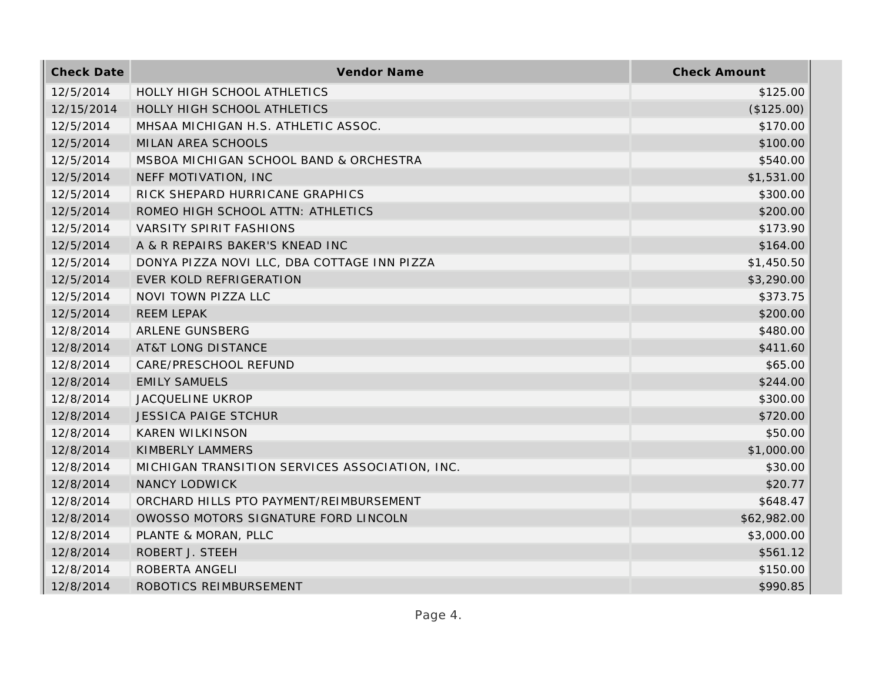| Check Date | Vendor Name | Check Amount |
|---|---|---|
| 12/5/2014 | HOLLY HIGH SCHOOL ATHLETICS | $125.00 |
| 12/15/2014 | HOLLY HIGH SCHOOL ATHLETICS | ($125.00) |
| 12/5/2014 | MHSAA MICHIGAN H.S. ATHLETIC ASSOC. | $170.00 |
| 12/5/2014 | MILAN AREA SCHOOLS | $100.00 |
| 12/5/2014 | MSBOA MICHIGAN SCHOOL BAND & ORCHESTRA | $540.00 |
| 12/5/2014 | NEFF MOTIVATION, INC | $1,531.00 |
| 12/5/2014 | RICK SHEPARD HURRICANE GRAPHICS | $300.00 |
| 12/5/2014 | ROMEO HIGH SCHOOL ATTN: ATHLETICS | $200.00 |
| 12/5/2014 | VARSITY SPIRIT FASHIONS | $173.90 |
| 12/5/2014 | A & R REPAIRS BAKER'S KNEAD INC | $164.00 |
| 12/5/2014 | DONYA PIZZA NOVI LLC, DBA COTTAGE INN PIZZA | $1,450.50 |
| 12/5/2014 | EVER KOLD REFRIGERATION | $3,290.00 |
| 12/5/2014 | NOVI TOWN PIZZA LLC | $373.75 |
| 12/5/2014 | REEM LEPAK | $200.00 |
| 12/8/2014 | ARLENE GUNSBERG | $480.00 |
| 12/8/2014 | AT&T LONG DISTANCE | $411.60 |
| 12/8/2014 | CARE/PRESCHOOL REFUND | $65.00 |
| 12/8/2014 | EMILY SAMUELS | $244.00 |
| 12/8/2014 | JACQUELINE UKROP | $300.00 |
| 12/8/2014 | JESSICA PAIGE STCHUR | $720.00 |
| 12/8/2014 | KAREN WILKINSON | $50.00 |
| 12/8/2014 | KIMBERLY LAMMERS | $1,000.00 |
| 12/8/2014 | MICHIGAN TRANSITION SERVICES ASSOCIATION, INC. | $30.00 |
| 12/8/2014 | NANCY LODWICK | $20.77 |
| 12/8/2014 | ORCHARD HILLS PTO PAYMENT/REIMBURSEMENT | $648.47 |
| 12/8/2014 | OWOSSO MOTORS SIGNATURE FORD LINCOLN | $62,982.00 |
| 12/8/2014 | PLANTE & MORAN, PLLC | $3,000.00 |
| 12/8/2014 | ROBERT J. STEEH | $561.12 |
| 12/8/2014 | ROBERTA ANGELI | $150.00 |
| 12/8/2014 | ROBOTICS REIMBURSEMENT | $990.85 |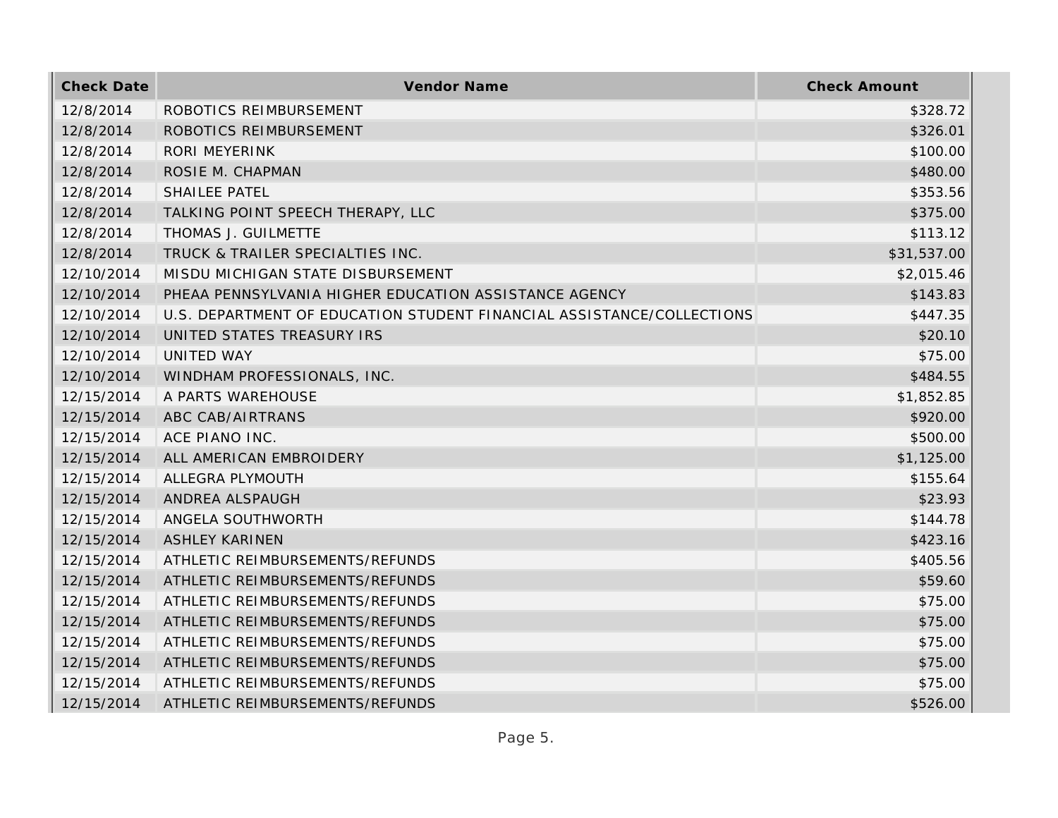| Check Date | Vendor Name | Check Amount |
|---|---|---|
| 12/8/2014 | ROBOTICS REIMBURSEMENT | $328.72 |
| 12/8/2014 | ROBOTICS REIMBURSEMENT | $326.01 |
| 12/8/2014 | RORI MEYERINK | $100.00 |
| 12/8/2014 | ROSIE M. CHAPMAN | $480.00 |
| 12/8/2014 | SHAILEE PATEL | $353.56 |
| 12/8/2014 | TALKING POINT SPEECH THERAPY, LLC | $375.00 |
| 12/8/2014 | THOMAS J. GUILMETTE | $113.12 |
| 12/8/2014 | TRUCK & TRAILER SPECIALTIES INC. | $31,537.00 |
| 12/10/2014 | MISDU MICHIGAN STATE DISBURSEMENT | $2,015.46 |
| 12/10/2014 | PHEAA PENNSYLVANIA HIGHER EDUCATION ASSISTANCE AGENCY | $143.83 |
| 12/10/2014 | U.S. DEPARTMENT OF EDUCATION STUDENT FINANCIAL ASSISTANCE/COLLECTIONS | $447.35 |
| 12/10/2014 | UNITED STATES TREASURY IRS | $20.10 |
| 12/10/2014 | UNITED WAY | $75.00 |
| 12/10/2014 | WINDHAM PROFESSIONALS, INC. | $484.55 |
| 12/15/2014 | A PARTS WAREHOUSE | $1,852.85 |
| 12/15/2014 | ABC CAB/AIRTRANS | $920.00 |
| 12/15/2014 | ACE PIANO INC. | $500.00 |
| 12/15/2014 | ALL AMERICAN EMBROIDERY | $1,125.00 |
| 12/15/2014 | ALLEGRA PLYMOUTH | $155.64 |
| 12/15/2014 | ANDREA ALSPAUGH | $23.93 |
| 12/15/2014 | ANGELA SOUTHWORTH | $144.78 |
| 12/15/2014 | ASHLEY KARINEN | $423.16 |
| 12/15/2014 | ATHLETIC REIMBURSEMENTS/REFUNDS | $405.56 |
| 12/15/2014 | ATHLETIC REIMBURSEMENTS/REFUNDS | $59.60 |
| 12/15/2014 | ATHLETIC REIMBURSEMENTS/REFUNDS | $75.00 |
| 12/15/2014 | ATHLETIC REIMBURSEMENTS/REFUNDS | $75.00 |
| 12/15/2014 | ATHLETIC REIMBURSEMENTS/REFUNDS | $75.00 |
| 12/15/2014 | ATHLETIC REIMBURSEMENTS/REFUNDS | $75.00 |
| 12/15/2014 | ATHLETIC REIMBURSEMENTS/REFUNDS | $75.00 |
| 12/15/2014 | ATHLETIC REIMBURSEMENTS/REFUNDS | $526.00 |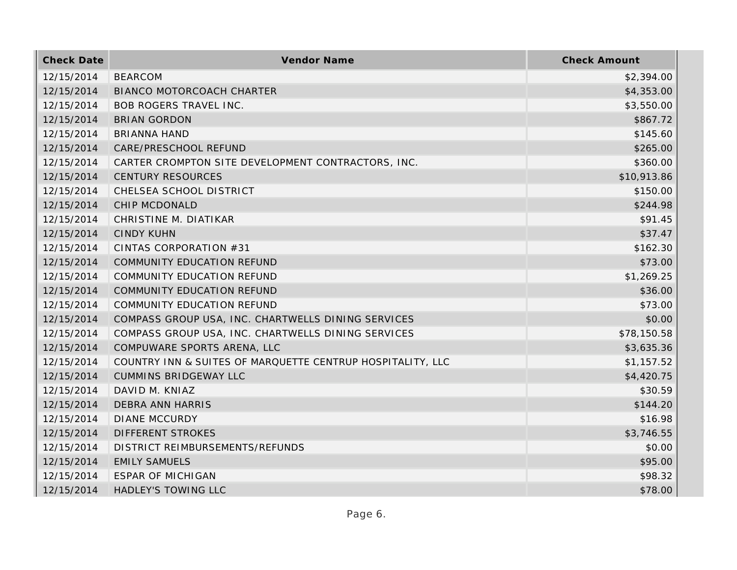| Check Date | Vendor Name | Check Amount |
|---|---|---|
| 12/15/2014 | BEARCOM | $2,394.00 |
| 12/15/2014 | BIANCO MOTORCOACH CHARTER | $4,353.00 |
| 12/15/2014 | BOB ROGERS TRAVEL INC. | $3,550.00 |
| 12/15/2014 | BRIAN GORDON | $867.72 |
| 12/15/2014 | BRIANNA HAND | $145.60 |
| 12/15/2014 | CARE/PRESCHOOL REFUND | $265.00 |
| 12/15/2014 | CARTER CROMPTON SITE DEVELOPMENT CONTRACTORS, INC. | $360.00 |
| 12/15/2014 | CENTURY RESOURCES | $10,913.86 |
| 12/15/2014 | CHELSEA SCHOOL DISTRICT | $150.00 |
| 12/15/2014 | CHIP MCDONALD | $244.98 |
| 12/15/2014 | CHRISTINE M. DIATIKAR | $91.45 |
| 12/15/2014 | CINDY KUHN | $37.47 |
| 12/15/2014 | CINTAS CORPORATION #31 | $162.30 |
| 12/15/2014 | COMMUNITY EDUCATION REFUND | $73.00 |
| 12/15/2014 | COMMUNITY EDUCATION REFUND | $1,269.25 |
| 12/15/2014 | COMMUNITY EDUCATION REFUND | $36.00 |
| 12/15/2014 | COMMUNITY EDUCATION REFUND | $73.00 |
| 12/15/2014 | COMPASS GROUP USA, INC. CHARTWELLS DINING SERVICES | $0.00 |
| 12/15/2014 | COMPASS GROUP USA, INC. CHARTWELLS DINING SERVICES | $78,150.58 |
| 12/15/2014 | COMPUWARE SPORTS ARENA, LLC | $3,635.36 |
| 12/15/2014 | COUNTRY INN & SUITES OF MARQUETTE CENTRUP HOSPITALITY, LLC | $1,157.52 |
| 12/15/2014 | CUMMINS BRIDGEWAY LLC | $4,420.75 |
| 12/15/2014 | DAVID M. KNIAZ | $30.59 |
| 12/15/2014 | DEBRA ANN HARRIS | $144.20 |
| 12/15/2014 | DIANE MCCURDY | $16.98 |
| 12/15/2014 | DIFFERENT STROKES | $3,746.55 |
| 12/15/2014 | DISTRICT REIMBURSEMENTS/REFUNDS | $0.00 |
| 12/15/2014 | EMILY SAMUELS | $95.00 |
| 12/15/2014 | ESPAR OF MICHIGAN | $98.32 |
| 12/15/2014 | HADLEY'S TOWING LLC | $78.00 |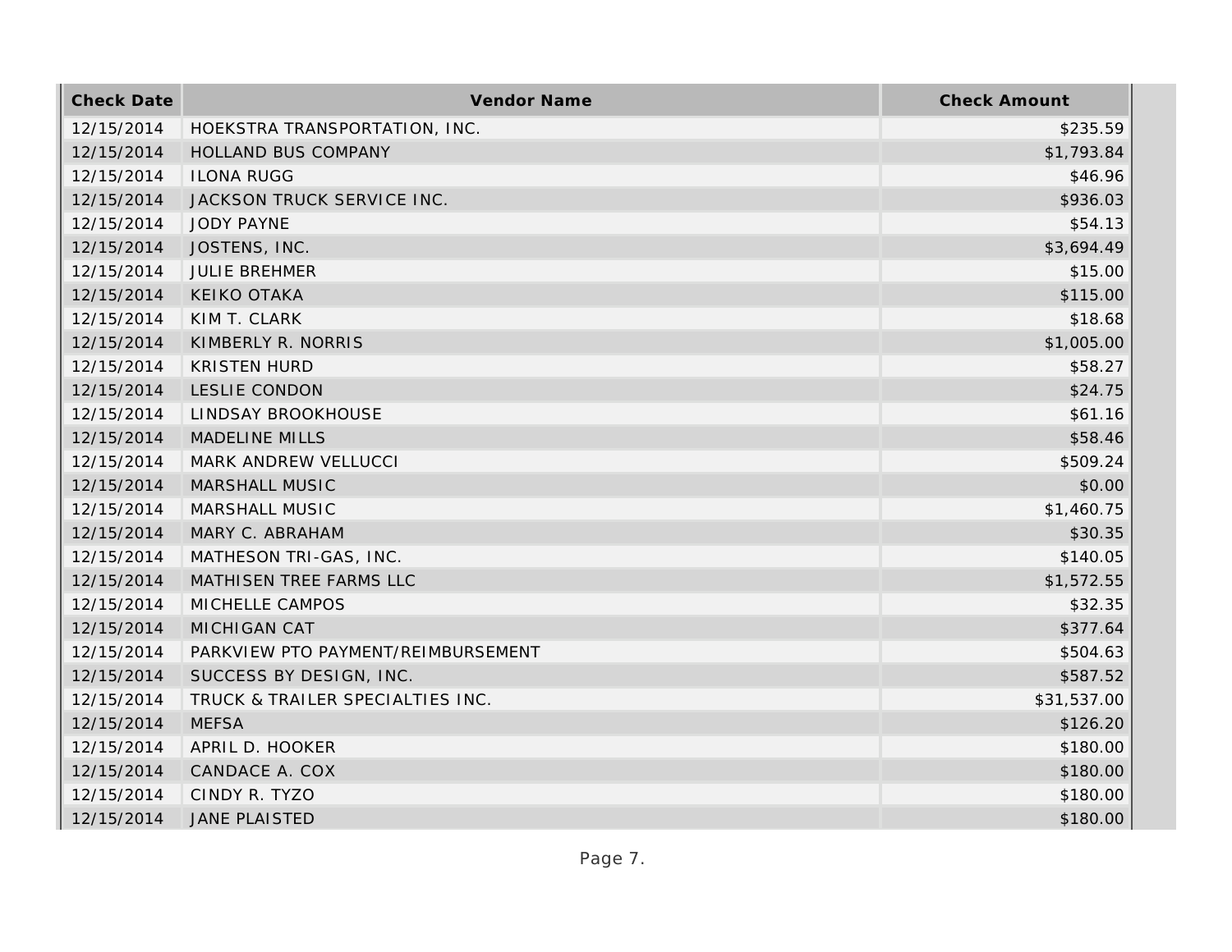| Check Date | Vendor Name | Check Amount |
| --- | --- | --- |
| 12/15/2014 | HOEKSTRA TRANSPORTATION, INC. | $235.59 |
| 12/15/2014 | HOLLAND BUS COMPANY | $1,793.84 |
| 12/15/2014 | ILONA RUGG | $46.96 |
| 12/15/2014 | JACKSON TRUCK SERVICE INC. | $936.03 |
| 12/15/2014 | JODY PAYNE | $54.13 |
| 12/15/2014 | JOSTENS, INC. | $3,694.49 |
| 12/15/2014 | JULIE BREHMER | $15.00 |
| 12/15/2014 | KEIKO OTAKA | $115.00 |
| 12/15/2014 | KIM T. CLARK | $18.68 |
| 12/15/2014 | KIMBERLY R. NORRIS | $1,005.00 |
| 12/15/2014 | KRISTEN HURD | $58.27 |
| 12/15/2014 | LESLIE CONDON | $24.75 |
| 12/15/2014 | LINDSAY BROOKHOUSE | $61.16 |
| 12/15/2014 | MADELINE MILLS | $58.46 |
| 12/15/2014 | MARK ANDREW VELLUCCI | $509.24 |
| 12/15/2014 | MARSHALL MUSIC | $0.00 |
| 12/15/2014 | MARSHALL MUSIC | $1,460.75 |
| 12/15/2014 | MARY C. ABRAHAM | $30.35 |
| 12/15/2014 | MATHESON TRI-GAS, INC. | $140.05 |
| 12/15/2014 | MATHISEN TREE FARMS LLC | $1,572.55 |
| 12/15/2014 | MICHELLE CAMPOS | $32.35 |
| 12/15/2014 | MICHIGAN CAT | $377.64 |
| 12/15/2014 | PARKVIEW PTO PAYMENT/REIMBURSEMENT | $504.63 |
| 12/15/2014 | SUCCESS BY DESIGN, INC. | $587.52 |
| 12/15/2014 | TRUCK & TRAILER SPECIALTIES INC. | $31,537.00 |
| 12/15/2014 | MEFSA | $126.20 |
| 12/15/2014 | APRIL D. HOOKER | $180.00 |
| 12/15/2014 | CANDACE A. COX | $180.00 |
| 12/15/2014 | CINDY R. TYZO | $180.00 |
| 12/15/2014 | JANE PLAISTED | $180.00 |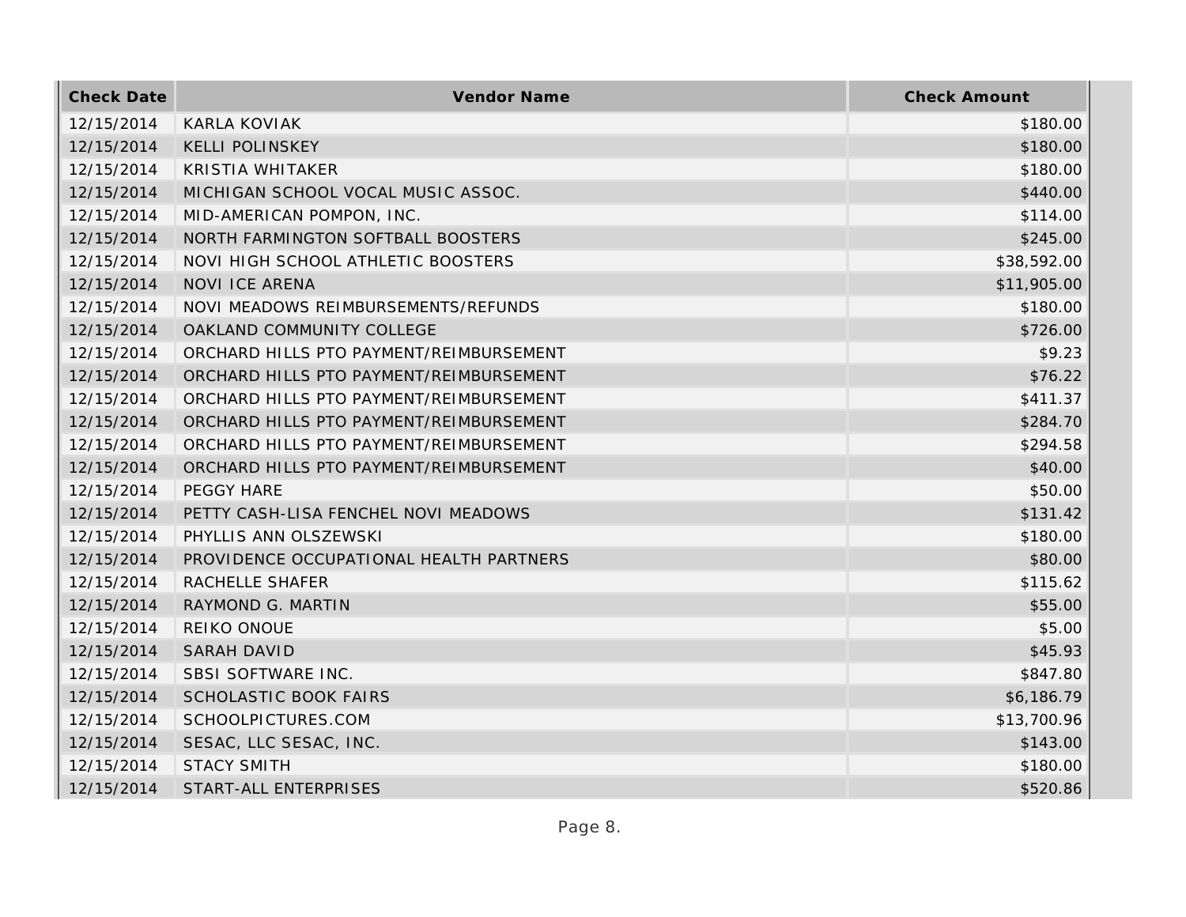| Check Date | Vendor Name | Check Amount |
| --- | --- | --- |
| 12/15/2014 | KARLA KOVIAK | $180.00 |
| 12/15/2014 | KELLI POLINSKEY | $180.00 |
| 12/15/2014 | KRISTIA WHITAKER | $180.00 |
| 12/15/2014 | MICHIGAN SCHOOL VOCAL MUSIC ASSOC. | $440.00 |
| 12/15/2014 | MID-AMERICAN POMPON, INC. | $114.00 |
| 12/15/2014 | NORTH FARMINGTON SOFTBALL BOOSTERS | $245.00 |
| 12/15/2014 | NOVI HIGH SCHOOL ATHLETIC BOOSTERS | $38,592.00 |
| 12/15/2014 | NOVI ICE ARENA | $11,905.00 |
| 12/15/2014 | NOVI MEADOWS REIMBURSEMENTS/REFUNDS | $180.00 |
| 12/15/2014 | OAKLAND COMMUNITY COLLEGE | $726.00 |
| 12/15/2014 | ORCHARD HILLS PTO PAYMENT/REIMBURSEMENT | $9.23 |
| 12/15/2014 | ORCHARD HILLS PTO PAYMENT/REIMBURSEMENT | $76.22 |
| 12/15/2014 | ORCHARD HILLS PTO PAYMENT/REIMBURSEMENT | $411.37 |
| 12/15/2014 | ORCHARD HILLS PTO PAYMENT/REIMBURSEMENT | $284.70 |
| 12/15/2014 | ORCHARD HILLS PTO PAYMENT/REIMBURSEMENT | $294.58 |
| 12/15/2014 | ORCHARD HILLS PTO PAYMENT/REIMBURSEMENT | $40.00 |
| 12/15/2014 | PEGGY HARE | $50.00 |
| 12/15/2014 | PETTY CASH-LISA FENCHEL NOVI MEADOWS | $131.42 |
| 12/15/2014 | PHYLLIS ANN OLSZEWSKI | $180.00 |
| 12/15/2014 | PROVIDENCE OCCUPATIONAL HEALTH PARTNERS | $80.00 |
| 12/15/2014 | RACHELLE SHAFER | $115.62 |
| 12/15/2014 | RAYMOND G. MARTIN | $55.00 |
| 12/15/2014 | REIKO ONOUE | $5.00 |
| 12/15/2014 | SARAH DAVID | $45.93 |
| 12/15/2014 | SBSI SOFTWARE INC. | $847.80 |
| 12/15/2014 | SCHOLASTIC BOOK FAIRS | $6,186.79 |
| 12/15/2014 | SCHOOLPICTURES.COM | $13,700.96 |
| 12/15/2014 | SESAC, LLC SESAC, INC. | $143.00 |
| 12/15/2014 | STACY SMITH | $180.00 |
| 12/15/2014 | START-ALL ENTERPRISES | $520.86 |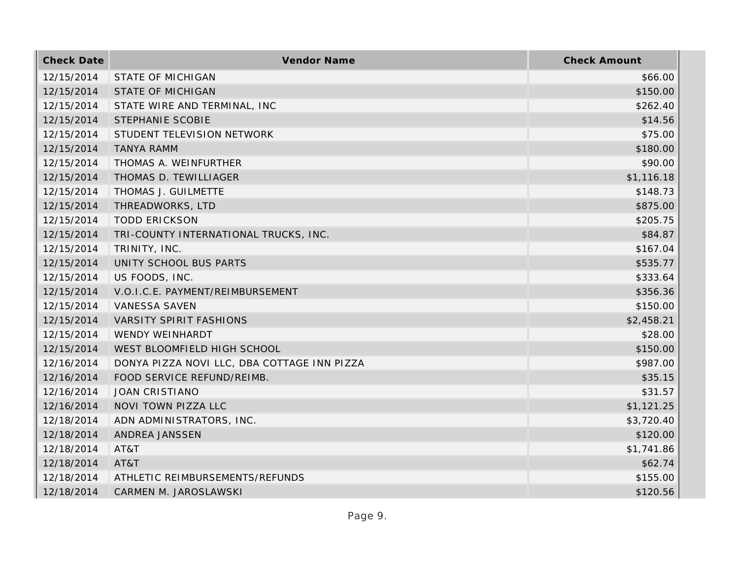| Check Date | Vendor Name | Check Amount |
| --- | --- | --- |
| 12/15/2014 | STATE OF MICHIGAN | $66.00 |
| 12/15/2014 | STATE OF MICHIGAN | $150.00 |
| 12/15/2014 | STATE WIRE AND TERMINAL, INC | $262.40 |
| 12/15/2014 | STEPHANIE SCOBIE | $14.56 |
| 12/15/2014 | STUDENT TELEVISION NETWORK | $75.00 |
| 12/15/2014 | TANYA RAMM | $180.00 |
| 12/15/2014 | THOMAS A. WEINFURTHER | $90.00 |
| 12/15/2014 | THOMAS D. TEWILLIAGER | $1,116.18 |
| 12/15/2014 | THOMAS J. GUILMETTE | $148.73 |
| 12/15/2014 | THREADWORKS, LTD | $875.00 |
| 12/15/2014 | TODD ERICKSON | $205.75 |
| 12/15/2014 | TRI-COUNTY INTERNATIONAL TRUCKS, INC. | $84.87 |
| 12/15/2014 | TRINITY, INC. | $167.04 |
| 12/15/2014 | UNITY SCHOOL BUS PARTS | $535.77 |
| 12/15/2014 | US FOODS, INC. | $333.64 |
| 12/15/2014 | V.O.I.C.E. PAYMENT/REIMBURSEMENT | $356.36 |
| 12/15/2014 | VANESSA SAVEN | $150.00 |
| 12/15/2014 | VARSITY SPIRIT FASHIONS | $2,458.21 |
| 12/15/2014 | WENDY WEINHARDT | $28.00 |
| 12/15/2014 | WEST BLOOMFIELD HIGH SCHOOL | $150.00 |
| 12/16/2014 | DONYA PIZZA NOVI LLC, DBA COTTAGE INN PIZZA | $987.00 |
| 12/16/2014 | FOOD SERVICE REFUND/REIMB. | $35.15 |
| 12/16/2014 | JOAN CRISTIANO | $31.57 |
| 12/16/2014 | NOVI TOWN PIZZA LLC | $1,121.25 |
| 12/18/2014 | ADN ADMINISTRATORS, INC. | $3,720.40 |
| 12/18/2014 | ANDREA JANSSEN | $120.00 |
| 12/18/2014 | AT&T | $1,741.86 |
| 12/18/2014 | AT&T | $62.74 |
| 12/18/2014 | ATHLETIC REIMBURSEMENTS/REFUNDS | $155.00 |
| 12/18/2014 | CARMEN M. JAROSLAWSKI | $120.56 |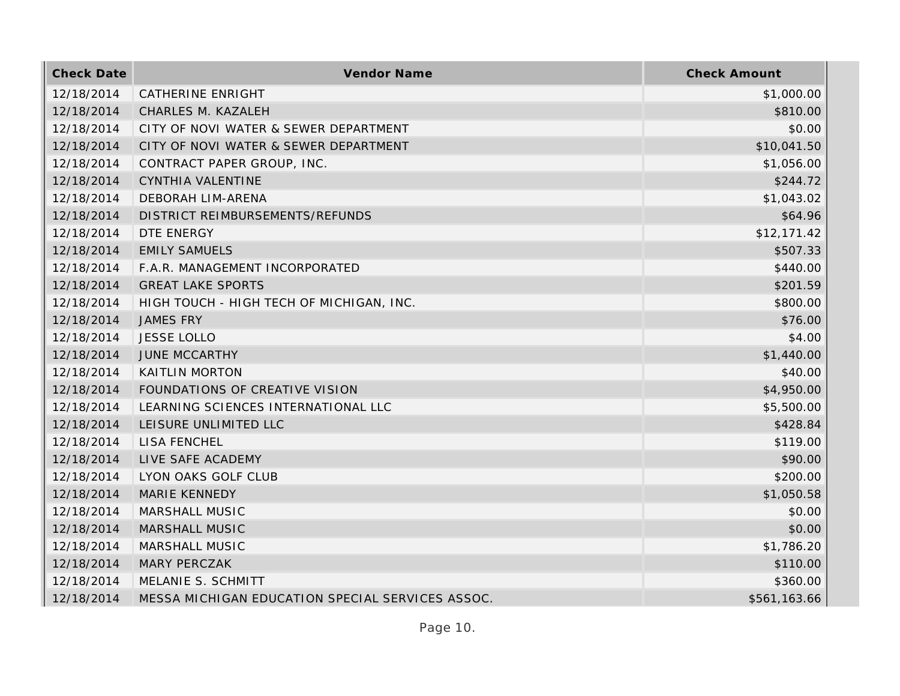| Check Date | Vendor Name | Check Amount |
| --- | --- | --- |
| 12/18/2014 | CATHERINE ENRIGHT | $1,000.00 |
| 12/18/2014 | CHARLES M. KAZALEH | $810.00 |
| 12/18/2014 | CITY OF NOVI WATER & SEWER DEPARTMENT | $0.00 |
| 12/18/2014 | CITY OF NOVI WATER & SEWER DEPARTMENT | $10,041.50 |
| 12/18/2014 | CONTRACT PAPER GROUP, INC. | $1,056.00 |
| 12/18/2014 | CYNTHIA VALENTINE | $244.72 |
| 12/18/2014 | DEBORAH LIM-ARENA | $1,043.02 |
| 12/18/2014 | DISTRICT REIMBURSEMENTS/REFUNDS | $64.96 |
| 12/18/2014 | DTE ENERGY | $12,171.42 |
| 12/18/2014 | EMILY SAMUELS | $507.33 |
| 12/18/2014 | F.A.R. MANAGEMENT INCORPORATED | $440.00 |
| 12/18/2014 | GREAT LAKE SPORTS | $201.59 |
| 12/18/2014 | HIGH TOUCH - HIGH TECH OF MICHIGAN, INC. | $800.00 |
| 12/18/2014 | JAMES FRY | $76.00 |
| 12/18/2014 | JESSE LOLLO | $4.00 |
| 12/18/2014 | JUNE MCCARTHY | $1,440.00 |
| 12/18/2014 | KAITLIN MORTON | $40.00 |
| 12/18/2014 | FOUNDATIONS OF CREATIVE VISION | $4,950.00 |
| 12/18/2014 | LEARNING SCIENCES INTERNATIONAL LLC | $5,500.00 |
| 12/18/2014 | LEISURE UNLIMITED LLC | $428.84 |
| 12/18/2014 | LISA FENCHEL | $119.00 |
| 12/18/2014 | LIVE SAFE ACADEMY | $90.00 |
| 12/18/2014 | LYON OAKS GOLF CLUB | $200.00 |
| 12/18/2014 | MARIE KENNEDY | $1,050.58 |
| 12/18/2014 | MARSHALL MUSIC | $0.00 |
| 12/18/2014 | MARSHALL MUSIC | $0.00 |
| 12/18/2014 | MARSHALL MUSIC | $1,786.20 |
| 12/18/2014 | MARY PERCZAK | $110.00 |
| 12/18/2014 | MELANIE S. SCHMITT | $360.00 |
| 12/18/2014 | MESSA MICHIGAN EDUCATION SPECIAL SERVICES ASSOC. | $561,163.66 |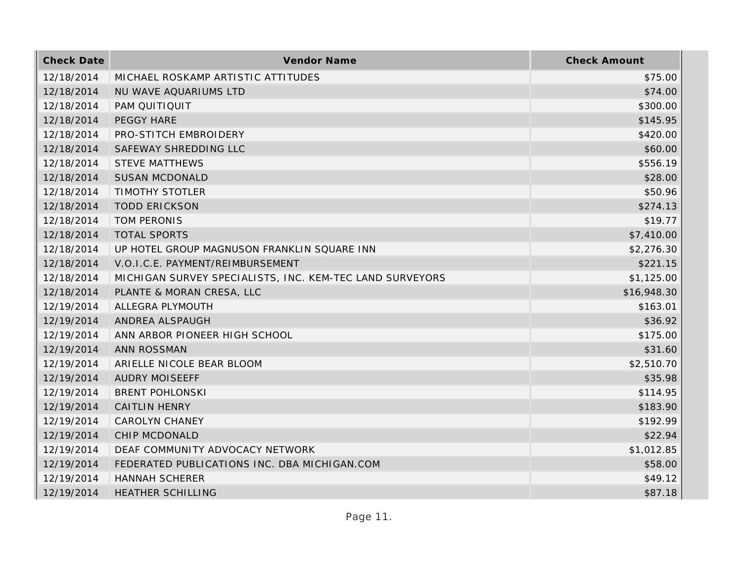| Check Date | Vendor Name | Check Amount |
| --- | --- | --- |
| 12/18/2014 | MICHAEL ROSKAMP ARTISTIC ATTITUDES | $75.00 |
| 12/18/2014 | NU WAVE AQUARIUMS LTD | $74.00 |
| 12/18/2014 | PAM QUITIQUIT | $300.00 |
| 12/18/2014 | PEGGY HARE | $145.95 |
| 12/18/2014 | PRO-STITCH EMBROIDERY | $420.00 |
| 12/18/2014 | SAFEWAY SHREDDING LLC | $60.00 |
| 12/18/2014 | STEVE MATTHEWS | $556.19 |
| 12/18/2014 | SUSAN MCDONALD | $28.00 |
| 12/18/2014 | TIMOTHY STOTLER | $50.96 |
| 12/18/2014 | TODD ERICKSON | $274.13 |
| 12/18/2014 | TOM PERONIS | $19.77 |
| 12/18/2014 | TOTAL SPORTS | $7,410.00 |
| 12/18/2014 | UP HOTEL GROUP MAGNUSON FRANKLIN SQUARE INN | $2,276.30 |
| 12/18/2014 | V.O.I.C.E. PAYMENT/REIMBURSEMENT | $221.15 |
| 12/18/2014 | MICHIGAN SURVEY SPECIALISTS, INC. KEM-TEC LAND SURVEYORS | $1,125.00 |
| 12/18/2014 | PLANTE & MORAN CRESA, LLC | $16,948.30 |
| 12/19/2014 | ALLEGRA PLYMOUTH | $163.01 |
| 12/19/2014 | ANDREA ALSPAUGH | $36.92 |
| 12/19/2014 | ANN ARBOR PIONEER HIGH SCHOOL | $175.00 |
| 12/19/2014 | ANN ROSSMAN | $31.60 |
| 12/19/2014 | ARIELLE NICOLE BEAR BLOOM | $2,510.70 |
| 12/19/2014 | AUDRY MOISEEFF | $35.98 |
| 12/19/2014 | BRENT POHLONSKI | $114.95 |
| 12/19/2014 | CAITLIN HENRY | $183.90 |
| 12/19/2014 | CAROLYN CHANEY | $192.99 |
| 12/19/2014 | CHIP MCDONALD | $22.94 |
| 12/19/2014 | DEAF COMMUNITY ADVOCACY NETWORK | $1,012.85 |
| 12/19/2014 | FEDERATED PUBLICATIONS INC. DBA MICHIGAN.COM | $58.00 |
| 12/19/2014 | HANNAH SCHERER | $49.12 |
| 12/19/2014 | HEATHER SCHILLING | $87.18 |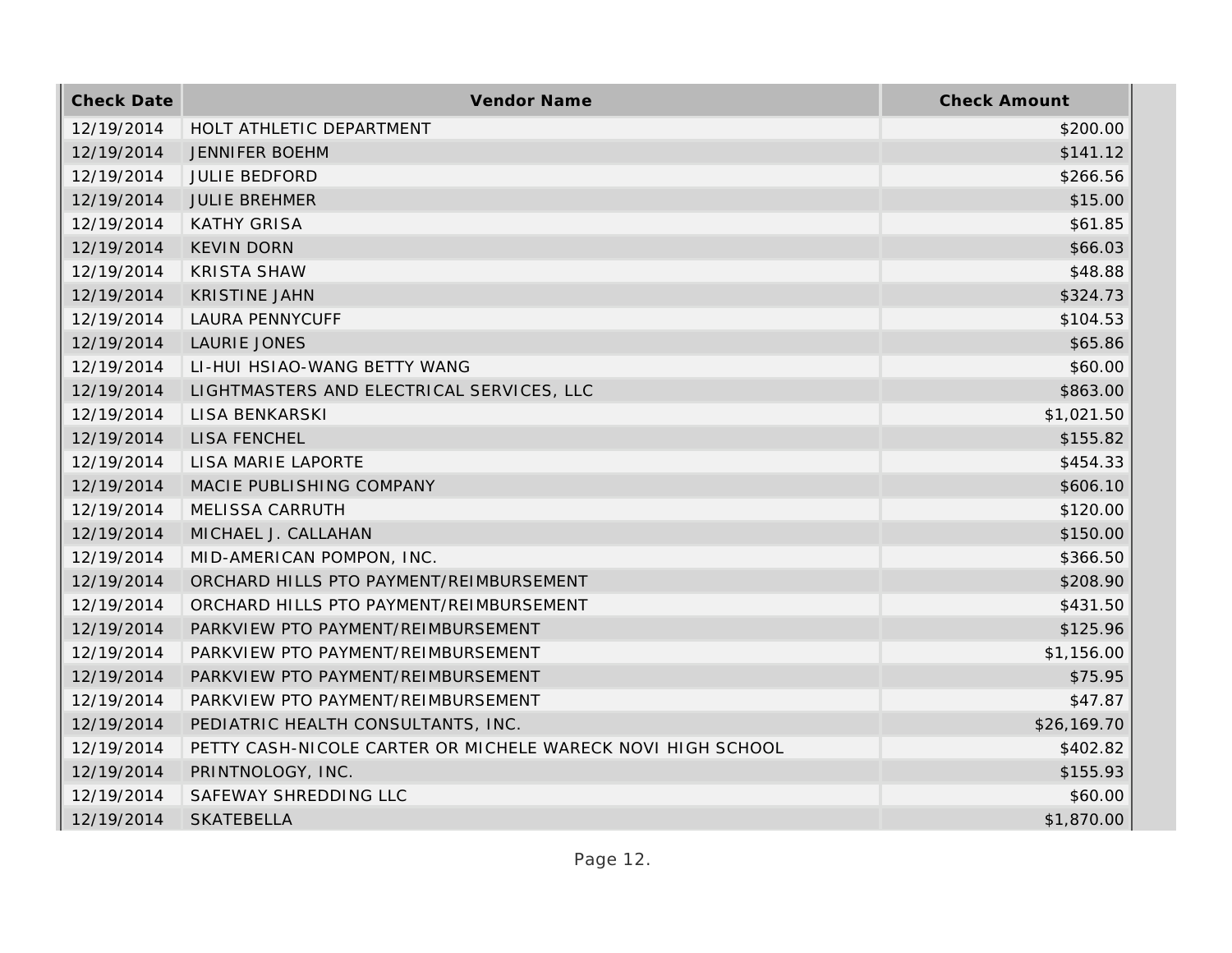| Check Date | Vendor Name | Check Amount |
|---|---|---|
| 12/19/2014 | HOLT ATHLETIC DEPARTMENT | $200.00 |
| 12/19/2014 | JENNIFER BOEHM | $141.12 |
| 12/19/2014 | JULIE BEDFORD | $266.56 |
| 12/19/2014 | JULIE BREHMER | $15.00 |
| 12/19/2014 | KATHY GRISA | $61.85 |
| 12/19/2014 | KEVIN DORN | $66.03 |
| 12/19/2014 | KRISTA SHAW | $48.88 |
| 12/19/2014 | KRISTINE JAHN | $324.73 |
| 12/19/2014 | LAURA PENNYCUFF | $104.53 |
| 12/19/2014 | LAURIE JONES | $65.86 |
| 12/19/2014 | LI-HUI HSIAO-WANG BETTY WANG | $60.00 |
| 12/19/2014 | LIGHTMASTERS AND ELECTRICAL SERVICES, LLC | $863.00 |
| 12/19/2014 | LISA BENKARSKI | $1,021.50 |
| 12/19/2014 | LISA FENCHEL | $155.82 |
| 12/19/2014 | LISA MARIE LAPORTE | $454.33 |
| 12/19/2014 | MACIE PUBLISHING COMPANY | $606.10 |
| 12/19/2014 | MELISSA CARRUTH | $120.00 |
| 12/19/2014 | MICHAEL J. CALLAHAN | $150.00 |
| 12/19/2014 | MID-AMERICAN POMPON, INC. | $366.50 |
| 12/19/2014 | ORCHARD HILLS PTO PAYMENT/REIMBURSEMENT | $208.90 |
| 12/19/2014 | ORCHARD HILLS PTO PAYMENT/REIMBURSEMENT | $431.50 |
| 12/19/2014 | PARKVIEW PTO PAYMENT/REIMBURSEMENT | $125.96 |
| 12/19/2014 | PARKVIEW PTO PAYMENT/REIMBURSEMENT | $1,156.00 |
| 12/19/2014 | PARKVIEW PTO PAYMENT/REIMBURSEMENT | $75.95 |
| 12/19/2014 | PARKVIEW PTO PAYMENT/REIMBURSEMENT | $47.87 |
| 12/19/2014 | PEDIATRIC HEALTH CONSULTANTS, INC. | $26,169.70 |
| 12/19/2014 | PETTY CASH-NICOLE CARTER OR MICHELE WARECK NOVI HIGH SCHOOL | $402.82 |
| 12/19/2014 | PRINTNOLOGY, INC. | $155.93 |
| 12/19/2014 | SAFEWAY SHREDDING LLC | $60.00 |
| 12/19/2014 | SKATEBELLA | $1,870.00 |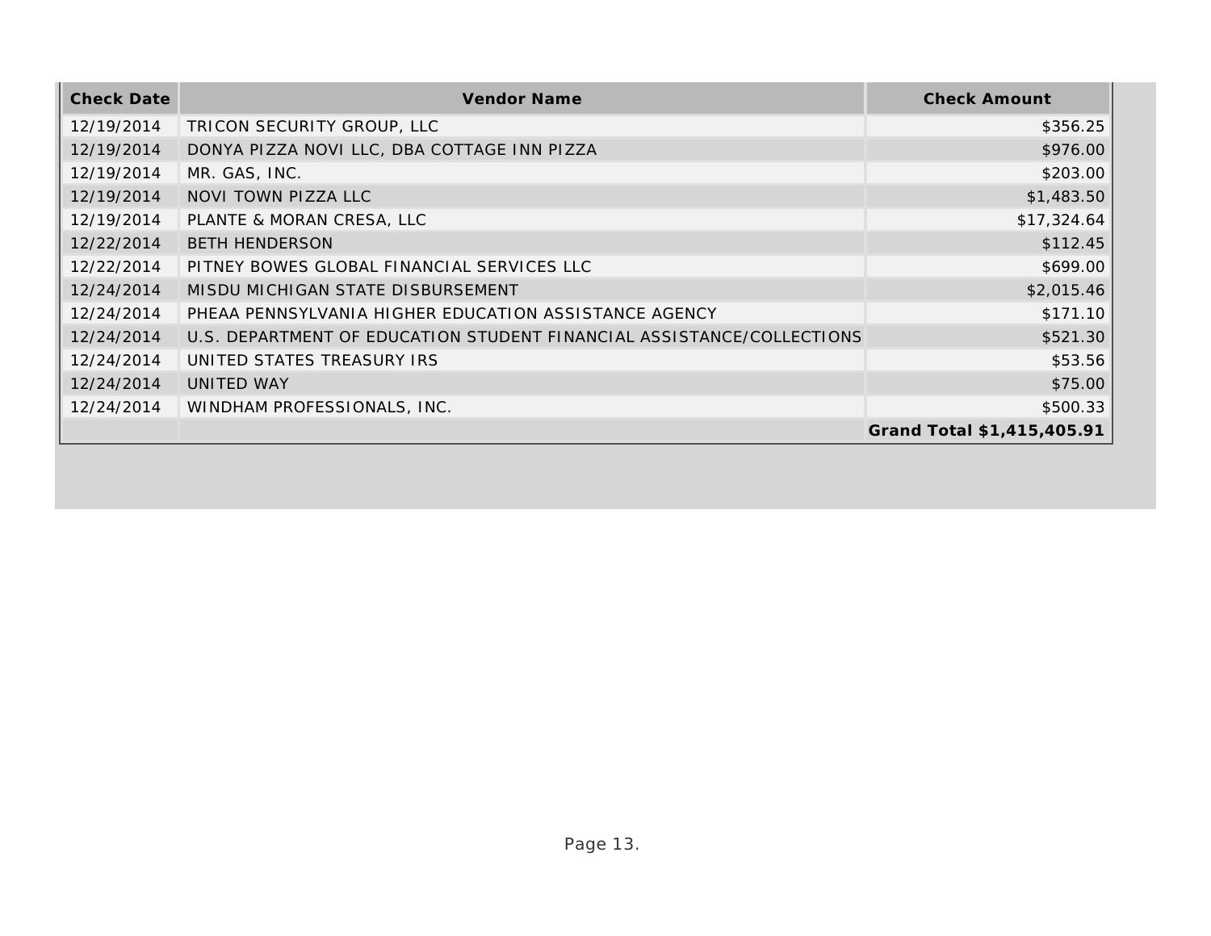| Check Date | Vendor Name | Check Amount |
|---|---|---|
| 12/19/2014 | TRICON SECURITY GROUP, LLC | $356.25 |
| 12/19/2014 | DONYA PIZZA NOVI LLC, DBA COTTAGE INN PIZZA | $976.00 |
| 12/19/2014 | MR. GAS, INC. | $203.00 |
| 12/19/2014 | NOVI TOWN PIZZA LLC | $1,483.50 |
| 12/19/2014 | PLANTE & MORAN CRESA, LLC | $17,324.64 |
| 12/22/2014 | BETH HENDERSON | $112.45 |
| 12/22/2014 | PITNEY BOWES GLOBAL FINANCIAL SERVICES LLC | $699.00 |
| 12/24/2014 | MISDU MICHIGAN STATE DISBURSEMENT | $2,015.46 |
| 12/24/2014 | PHEAA PENNSYLVANIA HIGHER EDUCATION ASSISTANCE AGENCY | $171.10 |
| 12/24/2014 | U.S. DEPARTMENT OF EDUCATION STUDENT FINANCIAL ASSISTANCE/COLLECTIONS | $521.30 |
| 12/24/2014 | UNITED STATES TREASURY IRS | $53.56 |
| 12/24/2014 | UNITED WAY | $75.00 |
| 12/24/2014 | WINDHAM PROFESSIONALS, INC. | $500.33 |
| | | **Grand Total $1,415,405.91** |